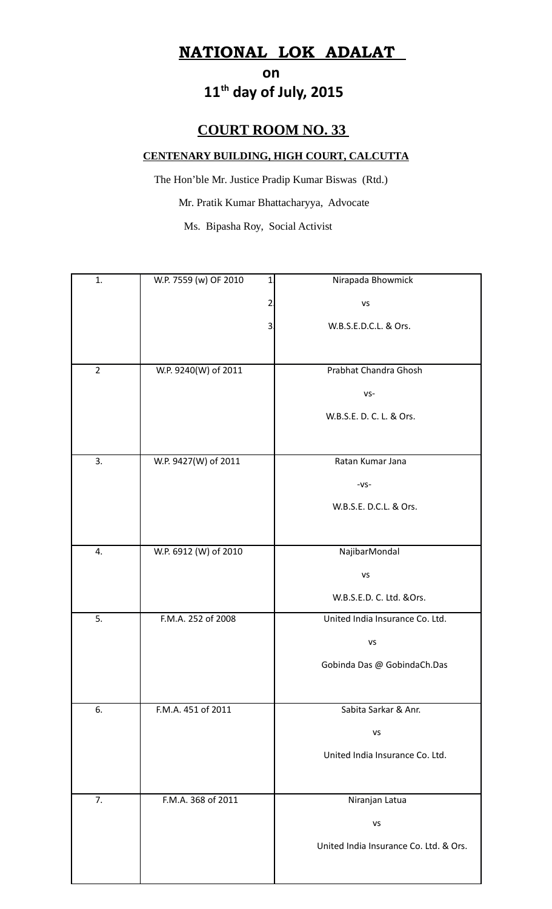# NATIONAL LOK ADALAT

## on

## 11th day of July, 2015

## COURT ROOM NO. 33

### CENTENARY BUILDING, HIGH COURT, CALCUTTA

The Hon'ble Mr. Justice Pradip Kumar Biswas (Rtd.)

Mr. Pratik Kumar Bhattacharyya, Advocate

Ms. Bipasha Roy, Social Activist

| | | |
|---|---|---|
| 1. | W.P. 7559 (w) OF 2010 | Nirapada Bhowmick<br>vs<br>W.B.S.E.D.C.L. & Ors. |
| 2 | W.P. 9240(W) of 2011 | Prabhat Chandra Ghosh<br>vs-<br>W.B.S.E. D. C. L. & Ors. |
| 3. | W.P. 9427(W) of 2011 | Ratan Kumar Jana<br>-vs-<br>W.B.S.E. D.C.L. & Ors. |
| 4. | W.P. 6912 (W) of 2010 | NajibarMondal<br>vs<br>W.B.S.E.D. C. Ltd. &Ors. |
| 5. | F.M.A. 252 of 2008 | United India Insurance Co. Ltd.<br>vs<br>Gobinda Das @ GobindaCh.Das |
| 6. | F.M.A. 451 of 2011 | Sabita Sarkar & Anr.<br>vs<br>United India Insurance Co. Ltd. |
| 7. | F.M.A. 368 of 2011 | Niranjan Latua<br>vs<br>United India Insurance Co. Ltd. & Ors. |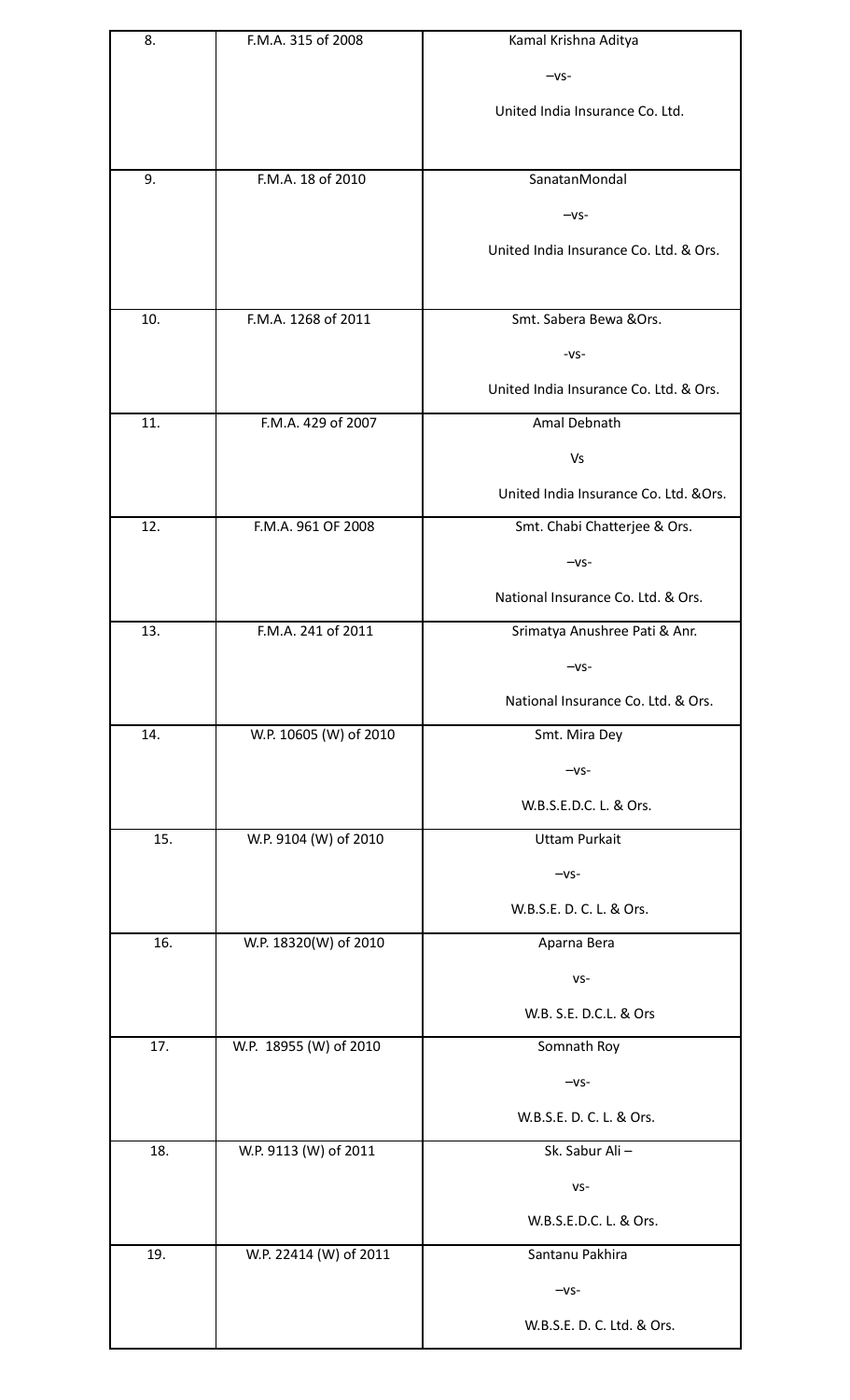| 8. | F.M.A. 315 of 2008 | Kamal Krishna Aditya<br>–vs-<br>United India Insurance Co. Ltd. |
|---|---|---|
| 9. | F.M.A. 18 of 2010 | SanatanMondal<br>–vs-<br>United India Insurance Co. Ltd. & Ors. |
| 10. | F.M.A. 1268 of 2011 | Smt. Sabera Bewa &Ors.<br>-vs-<br>United India Insurance Co. Ltd. & Ors. |
| 11. | F.M.A. 429 of 2007 | Amal Debnath<br>Vs<br>United India Insurance Co. Ltd. &Ors. |
| 12. | F.M.A. 961 OF 2008 | Smt. Chabi Chatterjee & Ors.<br>–vs-<br>National Insurance Co. Ltd. & Ors. |
| 13. | F.M.A. 241 of 2011 | Srimatya Anushree Pati & Anr.<br>–vs-<br>National Insurance Co. Ltd. & Ors. |
| 14. | W.P. 10605 (W) of 2010 | Smt. Mira Dey<br>–vs-<br>W.B.S.E.D.C. L. & Ors. |
| 15. | W.P. 9104 (W) of 2010 | Uttam Purkait<br>–vs-<br>W.B.S.E. D. C. L. & Ors. |
| 16. | W.P. 18320(W) of 2010 | Aparna Bera<br>vs-<br>W.B. S.E. D.C.L. & Ors |
| 17. | W.P. 18955 (W) of 2010 | Somnath Roy<br>–vs-<br>W.B.S.E. D. C. L. & Ors. |
| 18. | W.P. 9113 (W) of 2011 | Sk. Sabur Ali –<br>vs-<br>W.B.S.E.D.C. L. & Ors. |
| 19. | W.P. 22414 (W) of 2011 | Santanu Pakhira<br>–vs-<br>W.B.S.E. D. C. Ltd. & Ors. |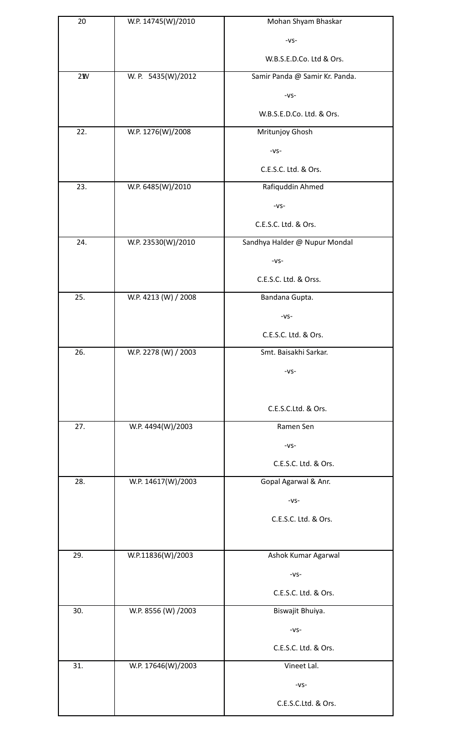| 20 | W.P. 14745(W)/2010 | Mohan Shyam Bhaskar<br>-vs-<br>W.B.S.E.D.Co. Ltd & Ors. |
|---|---|---|
| 21W | W. P. 5435(W)/2012 | Samir Panda @ Samir Kr. Panda.<br>-vs-<br>W.B.S.E.D.Co. Ltd. & Ors. |
| 22. | W.P. 1276(W)/2008 | Mritunjoy Ghosh<br>-vs-<br>C.E.S.C. Ltd. & Ors. |
| 23. | W.P. 6485(W)/2010 | Rafiquddin Ahmed<br>-vs-<br>C.E.S.C. Ltd. & Ors. |
| 24. | W.P. 23530(W)/2010 | Sandhya Halder @ Nupur Mondal<br>-vs-<br>C.E.S.C. Ltd. & Orss. |
| 25. | W.P. 4213 (W) / 2008 | Bandana Gupta.<br>-vs-<br>C.E.S.C. Ltd. & Ors. |
| 26. | W.P. 2278 (W) / 2003 | Smt. Baisakhi Sarkar.<br>-vs-<br>C.E.S.C.Ltd. & Ors. |
| 27. | W.P. 4494(W)/2003 | Ramen Sen<br>-vs-<br>C.E.S.C. Ltd. & Ors. |
| 28. | W.P. 14617(W)/2003 | Gopal Agarwal & Anr.<br>-vs-<br>C.E.S.C. Ltd. & Ors. |
| 29. | W.P.11836(W)/2003 | Ashok Kumar Agarwal<br>-vs-<br>C.E.S.C. Ltd. & Ors. |
| 30. | W.P. 8556 (W) /2003 | Biswajit Bhuiya.<br>-vs-<br>C.E.S.C. Ltd. & Ors. |
| 31. | W.P. 17646(W)/2003 | Vineet Lal.<br>-vs-<br>C.E.S.C.Ltd. & Ors. |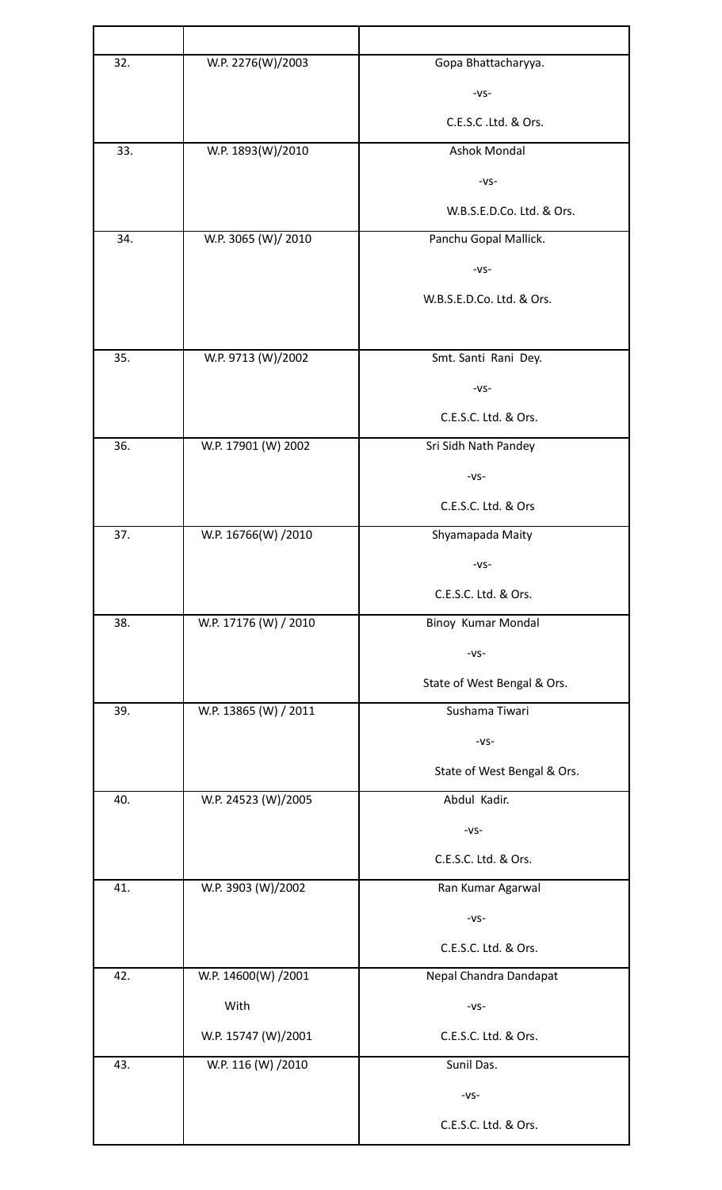| | | |
|---|---|---|
| 32. | W.P. 2276(W)/2003 | Gopa Bhattacharyya.<br>-vs-<br>C.E.S.C .Ltd. & Ors. |
| 33. | W.P. 1893(W)/2010 | Ashok Mondal<br>-vs-<br>W.B.S.E.D.Co. Ltd. & Ors. |
| 34. | W.P. 3065 (W)/ 2010 | Panchu Gopal Mallick.<br>-vs-<br>W.B.S.E.D.Co. Ltd. & Ors. |
| 35. | W.P. 9713 (W)/2002 | Smt. Santi Rani Dey.<br>-vs-<br>C.E.S.C. Ltd. & Ors. |
| 36. | W.P. 17901 (W) 2002 | Sri Sidh Nath Pandey<br>-vs-<br>C.E.S.C. Ltd. & Ors |
| 37. | W.P. 16766(W) /2010 | Shyamapada Maity<br>-vs-<br>C.E.S.C. Ltd. & Ors. |
| 38. | W.P. 17176 (W) / 2010 | Binoy Kumar Mondal<br>-vs-<br>State of West Bengal & Ors. |
| 39. | W.P. 13865 (W) / 2011 | Sushama Tiwari<br>-vs-<br>State of West Bengal & Ors. |
| 40. | W.P. 24523 (W)/2005 | Abdul Kadir.<br>-vs-<br>C.E.S.C. Ltd. & Ors. |
| 41. | W.P. 3903 (W)/2002 | Ran Kumar Agarwal<br>-vs-<br>C.E.S.C. Ltd. & Ors. |
| 42. | W.P. 14600(W) /2001<br>With<br>W.P. 15747 (W)/2001 | Nepal Chandra Dandapat<br>-vs-<br>C.E.S.C. Ltd. & Ors. |
| 43. | W.P. 116 (W) /2010 | Sunil Das.<br>-vs-<br>C.E.S.C. Ltd. & Ors. |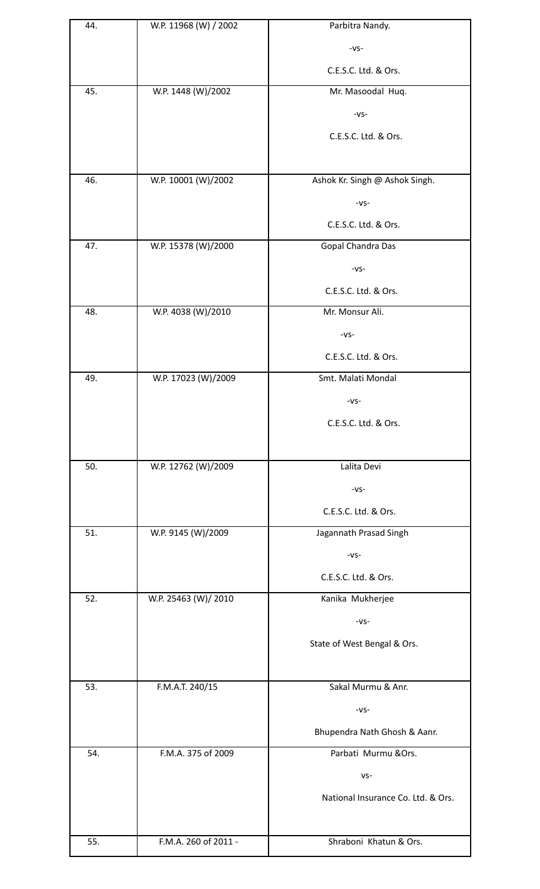| | | |
|---|---|---|
| 44. | W.P. 11968 (W) / 2002 | Parbitra Nandy.<br>-vs-<br>C.E.S.C. Ltd. & Ors. |
| 45. | W.P. 1448 (W)/2002 | Mr. Masoodal Huq.<br>-vs-<br>C.E.S.C. Ltd. & Ors. |
| 46. | W.P. 10001 (W)/2002 | Ashok Kr. Singh @ Ashok Singh.<br>-vs-<br>C.E.S.C. Ltd. & Ors. |
| 47. | W.P. 15378 (W)/2000 | Gopal Chandra Das<br>-vs-<br>C.E.S.C. Ltd. & Ors. |
| 48. | W.P. 4038 (W)/2010 | Mr. Monsur Ali.<br>-vs-<br>C.E.S.C. Ltd. & Ors. |
| 49. | W.P. 17023 (W)/2009 | Smt. Malati Mondal<br>-vs-<br>C.E.S.C. Ltd. & Ors. |
| 50. | W.P. 12762 (W)/2009 | Lalita Devi<br>-vs-<br>C.E.S.C. Ltd. & Ors. |
| 51. | W.P. 9145 (W)/2009 | Jagannath Prasad Singh<br>-vs-<br>C.E.S.C. Ltd. & Ors. |
| 52. | W.P. 25463 (W)/ 2010 | Kanika Mukherjee<br>-vs-<br>State of West Bengal & Ors. |
| 53. | F.M.A.T. 240/15 | Sakal Murmu & Anr.<br>-vs-<br>Bhupendra Nath Ghosh & Aanr. |
| 54. | F.M.A. 375 of 2009 | Parbati Murmu &Ors.<br>vs-<br>National Insurance Co. Ltd. & Ors. |
| 55. | F.M.A. 260 of 2011 - | Shraboni Khatun & Ors. |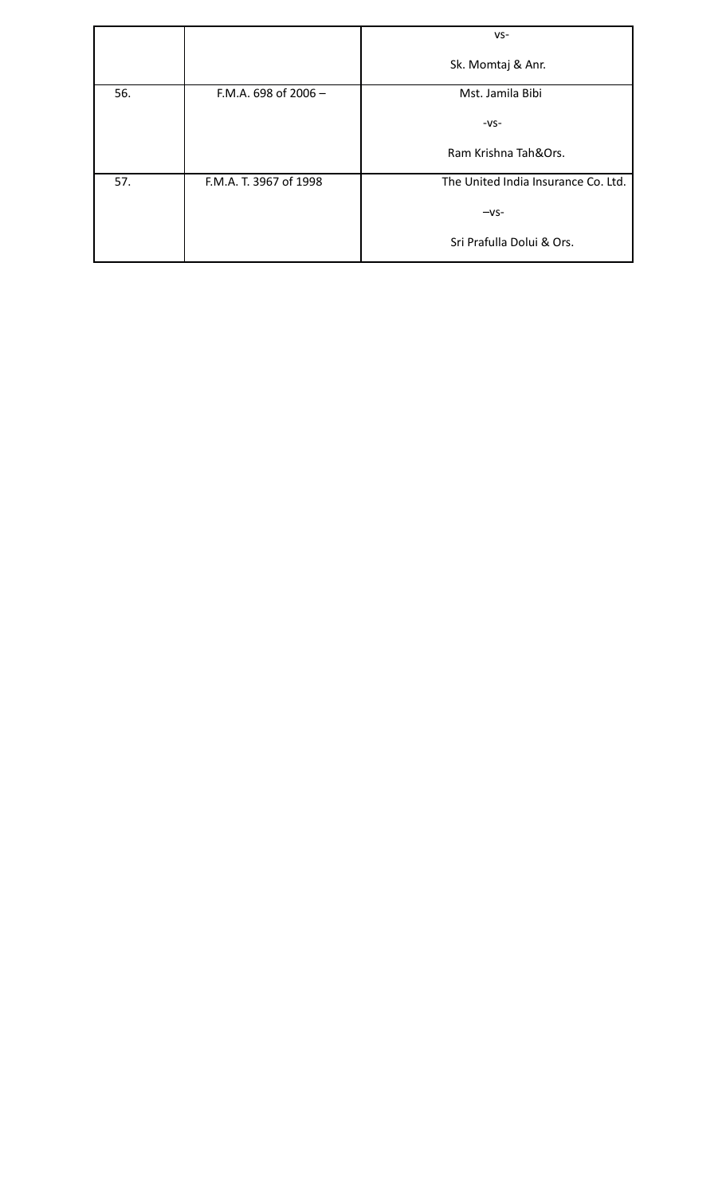| | | |
|---|---|---|
| | | vs-<br><br>Sk. Momtaj & Anr. |
| 56. | F.M.A. 698 of 2006 – | Mst. Jamila Bibi<br><br>-vs-<br><br>Ram Krishna Tah&Ors. |
| 57. | F.M.A. T. 3967 of 1998 | The United India Insurance Co. Ltd.<br><br>–vs-<br><br>Sri Prafulla Dolui & Ors. |